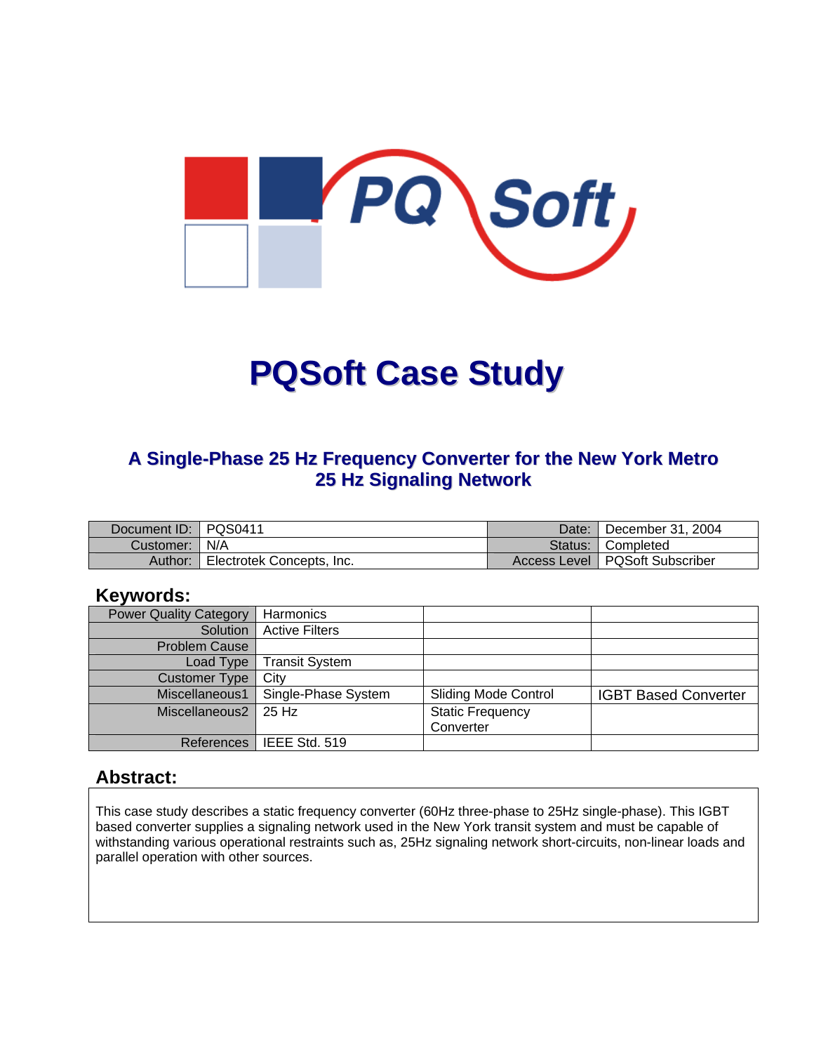# PQSoft Case Study

## A Single-Phase 25 Hz Frequency Converter for the New York Metro 25 Hz Signaling Network

| | | | |
|---|---|---|---|
| Document ID: | PQS0411 | Date: | December 31, 2004 |
| Customer: | N/A | Status: | Completed |
| Author: | Electrotek Concepts, Inc. | Access Level | PQSoft Subscriber |

## Keywords:

| | | | |
|---|---|---|---|
| Power Quality Category | Harmonics | | |
| Solution | Active Filters | | |
| Problem Cause | | | |
| Load Type | Transit System | | |
| Customer Type | City | | |
| Miscellaneous1 | Single-Phase System | Sliding Mode Control | IGBT Based Converter |
| Miscellaneous2 | 25 Hz | Static Frequency Converter | |
| References | IEEE Std. 519 | | |

## Abstract:

This case study describes a static frequency converter (60Hz three-phase to 25Hz single-phase). This IGBT based converter supplies a signaling network used in the New York transit system and must be capable of withstanding various operational restraints such as, 25Hz signaling network short-circuits, non-linear loads and parallel operation with other sources.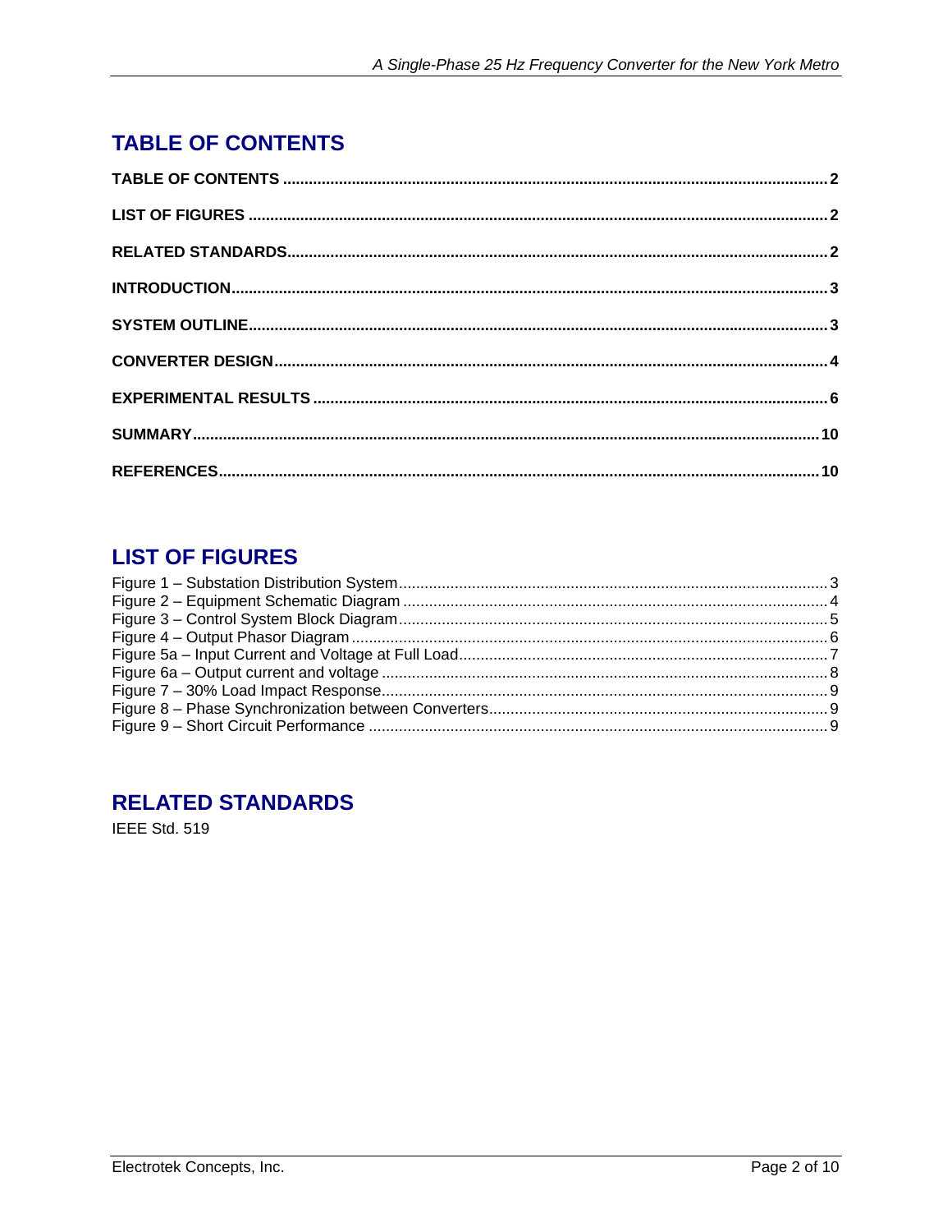## TABLE OF CONTENTS

**TABLE OF CONTENTS** .......... **2**

**LIST OF FIGURES** .......... **2**

**RELATED STANDARDS** .......... **2**

**INTRODUCTION** .......... **3**

**SYSTEM OUTLINE** .......... **3**

**CONVERTER DESIGN** .......... **4**

**EXPERIMENTAL RESULTS** .......... **6**

**SUMMARY** .......... **10**

**REFERENCES** .......... **10**

## LIST OF FIGURES

Figure 1 – Substation Distribution System .......... 3
Figure 2 – Equipment Schematic Diagram .......... 4
Figure 3 – Control System Block Diagram .......... 5
Figure 4 – Output Phasor Diagram .......... 6
Figure 5a – Input Current and Voltage at Full Load .......... 7
Figure 6a – Output current and voltage .......... 8
Figure 7 – 30% Load Impact Response .......... 9
Figure 8 – Phase Synchronization between Converters .......... 9
Figure 9 – Short Circuit Performance .......... 9

## RELATED STANDARDS

IEEE Std. 519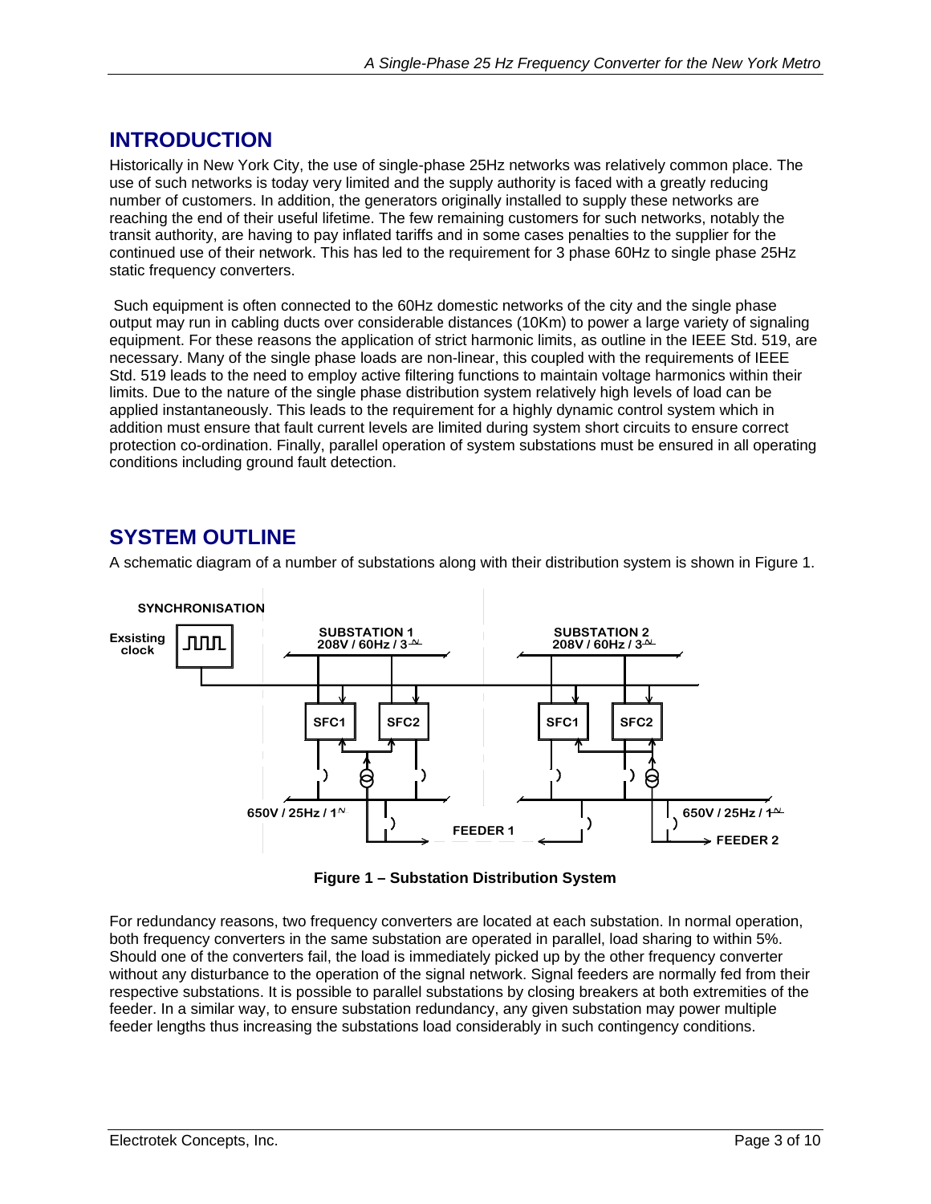## INTRODUCTION

Historically in New York City, the use of single-phase 25Hz networks was relatively common place. The use of such networks is today very limited and the supply authority is faced with a greatly reducing number of customers. In addition, the generators originally installed to supply these networks are reaching the end of their useful lifetime. The few remaining customers for such networks, notably the transit authority, are having to pay inflated tariffs and in some cases penalties to the supplier for the continued use of their network. This has led to the requirement for 3 phase 60Hz to single phase 25Hz static frequency converters.

Such equipment is often connected to the 60Hz domestic networks of the city and the single phase output may run in cabling ducts over considerable distances (10Km) to power a large variety of signaling equipment. For these reasons the application of strict harmonic limits, as outline in the IEEE Std. 519, are necessary. Many of the single phase loads are non-linear, this coupled with the requirements of IEEE Std. 519 leads to the need to employ active filtering functions to maintain voltage harmonics within their limits. Due to the nature of the single phase distribution system relatively high levels of load can be applied instantaneously. This leads to the requirement for a highly dynamic control system which in addition must ensure that fault current levels are limited during system short circuits to ensure correct protection co-ordination. Finally, parallel operation of system substations must be ensured in all operating conditions including ground fault detection.

## SYSTEM OUTLINE

A schematic diagram of a number of substations along with their distribution system is shown in Figure 1.

**Figure 1 – Substation Distribution System**

For redundancy reasons, two frequency converters are located at each substation. In normal operation, both frequency converters in the same substation are operated in parallel, load sharing to within 5%. Should one of the converters fail, the load is immediately picked up by the other frequency converter without any disturbance to the operation of the signal network. Signal feeders are normally fed from their respective substations. It is possible to parallel substations by closing breakers at both extremities of the feeder. In a similar way, to ensure substation redundancy, any given substation may power multiple feeder lengths thus increasing the substations load considerably in such contingency conditions.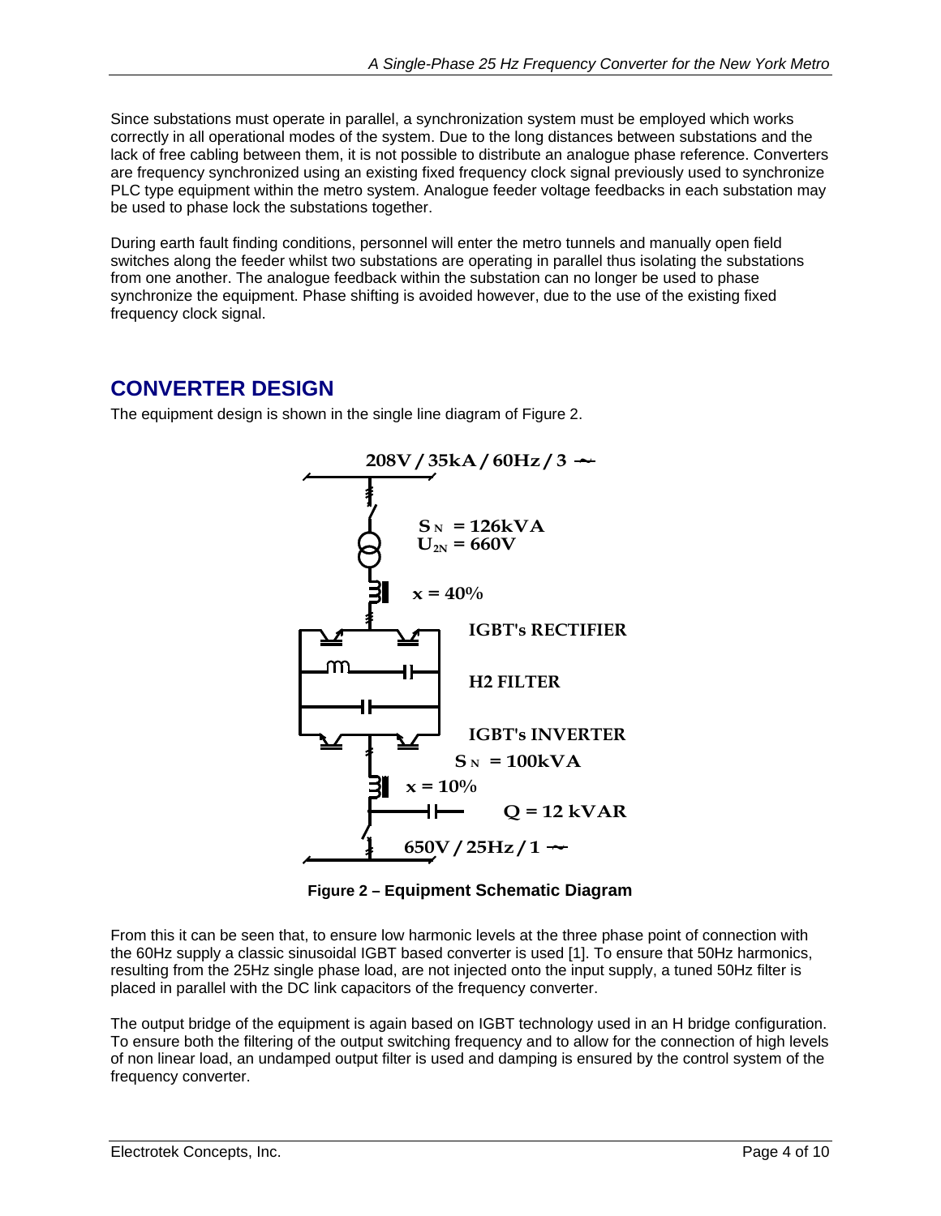Since substations must operate in parallel, a synchronization system must be employed which works correctly in all operational modes of the system. Due to the long distances between substations and the lack of free cabling between them, it is not possible to distribute an analogue phase reference. Converters are frequency synchronized using an existing fixed frequency clock signal previously used to synchronize PLC type equipment within the metro system. Analogue feeder voltage feedbacks in each substation may be used to phase lock the substations together.

During earth fault finding conditions, personnel will enter the metro tunnels and manually open field switches along the feeder whilst two substations are operating in parallel thus isolating the substations from one another. The analogue feedback within the substation can no longer be used to phase synchronize the equipment. Phase shifting is avoided however, due to the use of the existing fixed frequency clock signal.

## CONVERTER DESIGN

The equipment design is shown in the single line diagram of Figure 2.

**Figure 2 – Equipment Schematic Diagram**

From this it can be seen that, to ensure low harmonic levels at the three phase point of connection with the 60Hz supply a classic sinusoidal IGBT based converter is used [1]. To ensure that 50Hz harmonics, resulting from the 25Hz single phase load, are not injected onto the input supply, a tuned 50Hz filter is placed in parallel with the DC link capacitors of the frequency converter.

The output bridge of the equipment is again based on IGBT technology used in an H bridge configuration. To ensure both the filtering of the output switching frequency and to allow for the connection of high levels of non linear load, an undamped output filter is used and damping is ensured by the control system of the frequency converter.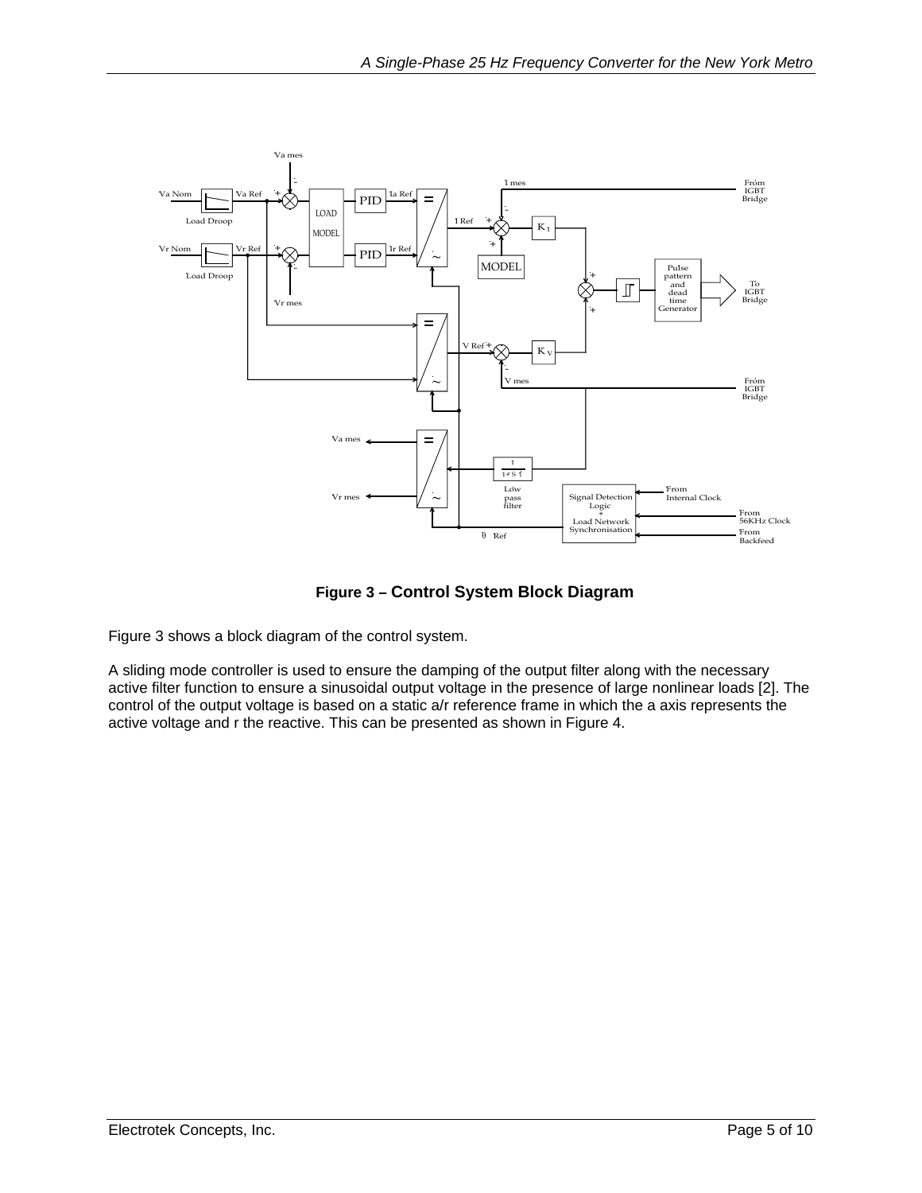**Figure 3 – Control System Block Diagram**

Figure 3 shows a block diagram of the control system.

A sliding mode controller is used to ensure the damping of the output filter along with the necessary active filter function to ensure a sinusoidal output voltage in the presence of large nonlinear loads [2]. The control of the output voltage is based on a static a/r reference frame in which the a axis represents the active voltage and r the reactive. This can be presented as shown in Figure 4.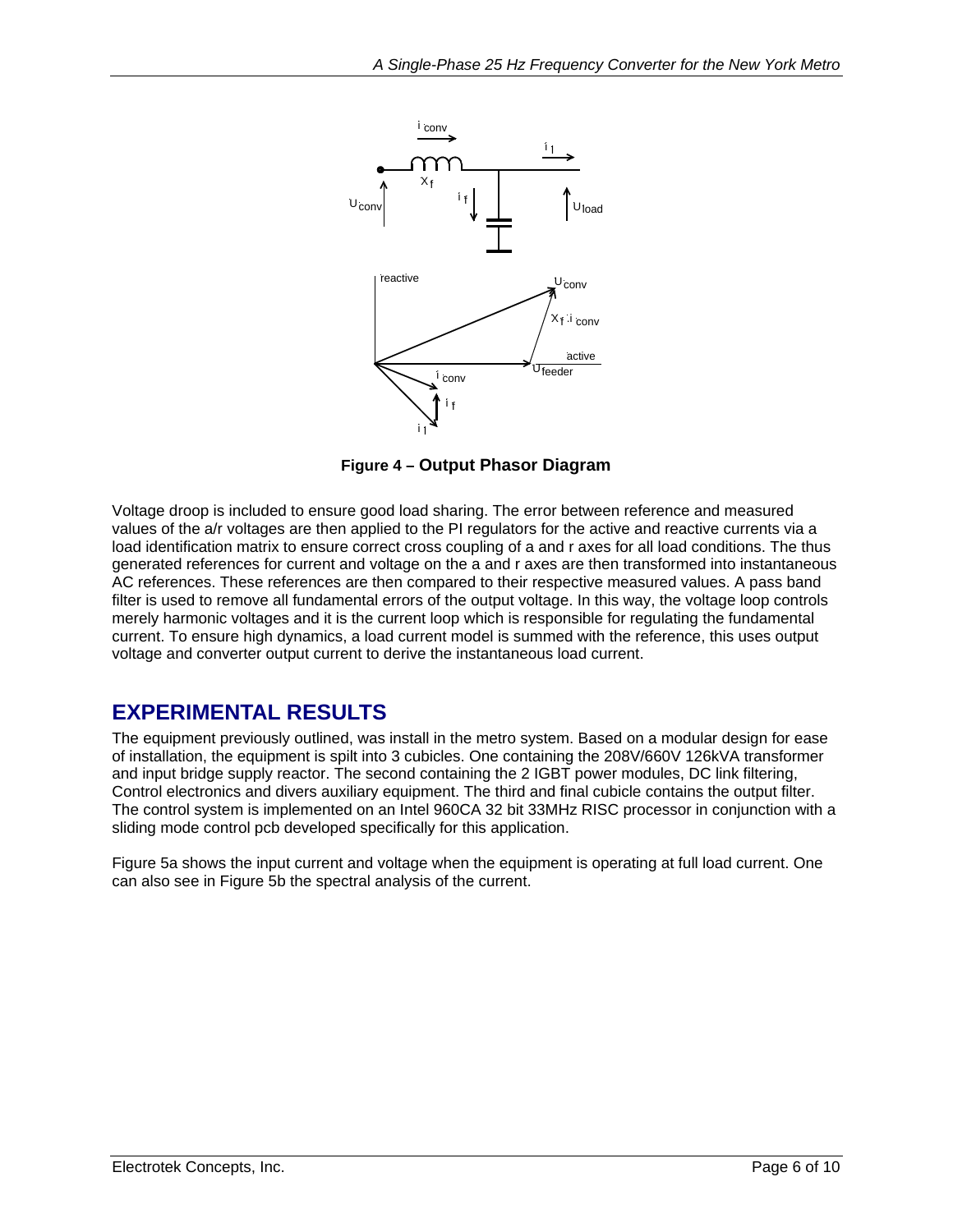**Figure 4 – Output Phasor Diagram**

Voltage droop is included to ensure good load sharing. The error between reference and measured values of the a/r voltages are then applied to the PI regulators for the active and reactive currents via a load identification matrix to ensure correct cross coupling of a and r axes for all load conditions. The thus generated references for current and voltage on the a and r axes are then transformed into instantaneous AC references. These references are then compared to their respective measured values. A pass band filter is used to remove all fundamental errors of the output voltage. In this way, the voltage loop controls merely harmonic voltages and it is the current loop which is responsible for regulating the fundamental current. To ensure high dynamics, a load current model is summed with the reference, this uses output voltage and converter output current to derive the instantaneous load current.

## EXPERIMENTAL RESULTS

The equipment previously outlined, was install in the metro system. Based on a modular design for ease of installation, the equipment is spilt into 3 cubicles. One containing the 208V/660V 126kVA transformer and input bridge supply reactor. The second containing the 2 IGBT power modules, DC link filtering, Control electronics and divers auxiliary equipment. The third and final cubicle contains the output filter. The control system is implemented on an Intel 960CA 32 bit 33MHz RISC processor in conjunction with a sliding mode control pcb developed specifically for this application.

Figure 5a shows the input current and voltage when the equipment is operating at full load current. One can also see in Figure 5b the spectral analysis of the current.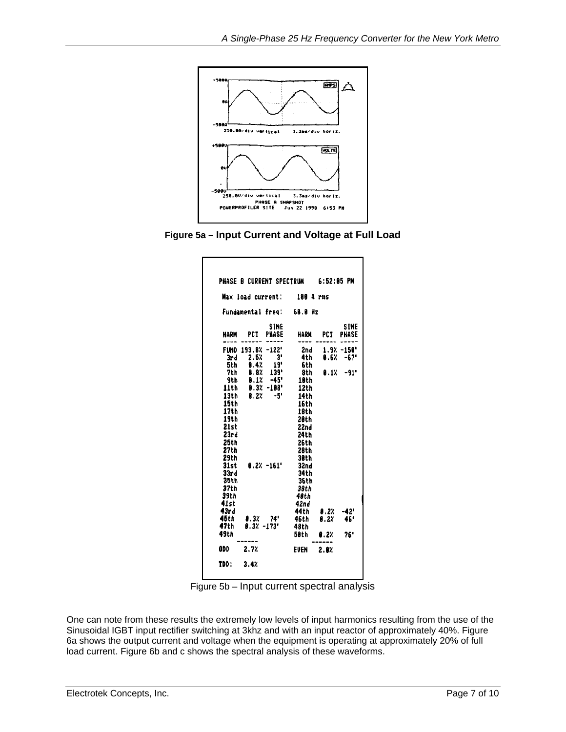**Figure 5a – Input Current and Voltage at Full Load**

PHASE B CURRENT SPECTRUM 6:52:05 PM

Max load current: 100 A rms

Fundamental freq: 60.0 Hz

| HARM | PCT | SINE PHASE | HARM | PCT | SINE PHASE |
|---|---|---|---|---|---|
| FUND | 193.8% | -122° | 2nd | 1.9% | -150° |
| 3rd | 2.5% | 3° | 4th | 0.6% | -67° |
| 5th | 0.4% | 19° | 6th | | |
| 7th | 0.8% | 139° | 8th | 0.1% | -91° |
| 9th | 0.1% | -45° | 10th | | |
| 11th | 0.3% | -108° | 12th | | |
| 13th | 0.2% | -5° | 14th | | |
| 15th | | | 16th | | |
| 17th | | | 18th | | |
| 19th | | | 20th | | |
| 21st | | | 22nd | | |
| 23rd | | | 24th | | |
| 25th | | | 26th | | |
| 27th | | | 28th | | |
| 29th | | | 30th | | |
| 31st | 0.2% | -161° | 32nd | | |
| 33rd | | | 34th | | |
| 35th | | | 36th | | |
| 37th | | | 38th | | |
| 39th | | | 40th | | |
| 41st | | | 42nd | | |
| 43rd | | | 44th | 0.2% | -42° |
| 45th | 0.3% | 74° | 46th | 0.2% | 46° |
| 47th | 0.3% | -173° | 48th | | |
| 49th | | | 50th | 0.2% | 76° |
| ODD | 2.7% | | EVEN | 2.0% | |

TDD: 3.4%

Figure 5b – Input current spectral analysis

One can note from these results the extremely low levels of input harmonics resulting from the use of the Sinusoidal IGBT input rectifier switching at 3khz and with an input reactor of approximately 40%. Figure 6a shows the output current and voltage when the equipment is operating at approximately 20% of full load current. Figure 6b and c shows the spectral analysis of these waveforms.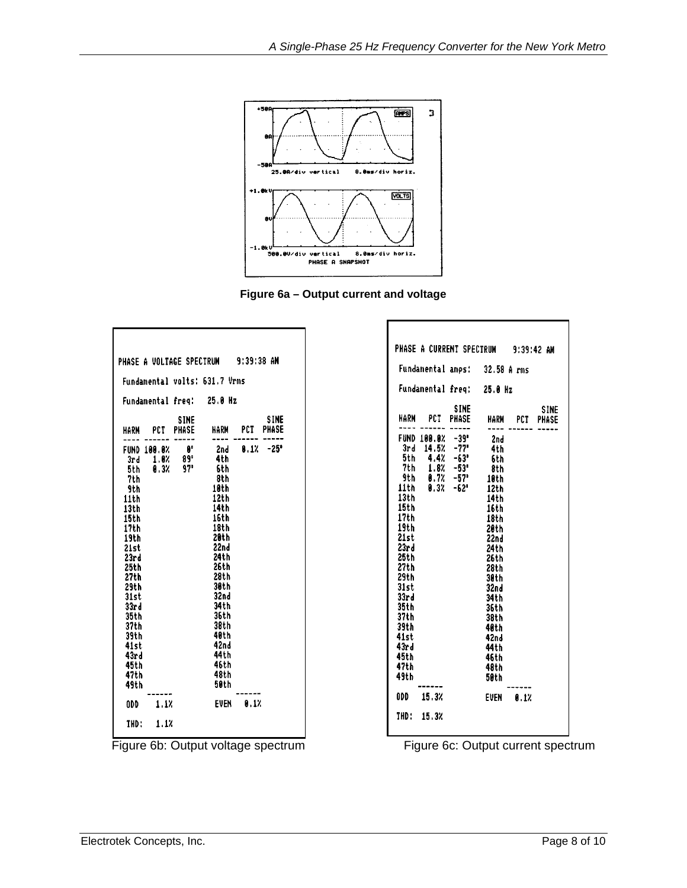Figure 6a – Output current and voltage

PHASE A VOLTAGE SPECTRUM 9:39:38 AM

Fundamental volts: 631.7 Vrms

Fundamental freq: 25.0 Hz

| HARM | PCT | SINE PHASE | HARM | PCT | SINE PHASE |
|---|---|---|---|---|---|
| FUND | 100.0% | 0° | 2nd | 0.1% | -25° |
| 3rd | 1.0% | 89° | 4th | | |
| 5th | 0.3% | 97° | 6th | | |
| 7th | | | 8th | | |
| 9th | | | 10th | | |
| 11th | | | 12th | | |
| 13th | | | 14th | | |
| 15th | | | 16th | | |
| 17th | | | 18th | | |
| 19th | | | 20th | | |
| 21st | | | 22nd | | |
| 23rd | | | 24th | | |
| 25th | | | 26th | | |
| 27th | | | 28th | | |
| 29th | | | 30th | | |
| 31st | | | 32nd | | |
| 33rd | | | 34th | | |
| 35th | | | 36th | | |
| 37th | | | 38th | | |
| 39th | | | 40th | | |
| 41st | | | 42nd | | |
| 43rd | | | 44th | | |
| 45th | | | 46th | | |
| 47th | | | 48th | | |
| 49th | | | 50th | | |
| ODD | 1.1% | | EVEN | 0.1% | |

THD: 1.1%

Figure 6b: Output voltage spectrum

PHASE A CURRENT SPECTRUM 9:39:42 AM

Fundamental amps: 32.58 A rms

Fundamental freq: 25.0 Hz

| HARM | PCT | SINE PHASE | HARM | PCT | SINE PHASE |
|---|---|---|---|---|---|
| FUND | 100.0% | -39° | 2nd | | |
| 3rd | 14.5% | -77° | 4th | | |
| 5th | 4.4% | -63° | 6th | | |
| 7th | 1.8% | -53° | 8th | | |
| 9th | 0.7% | -57° | 10th | | |
| 11th | 0.3% | -62° | 12th | | |
| 13th | | | 14th | | |
| 15th | | | 16th | | |
| 17th | | | 18th | | |
| 19th | | | 20th | | |
| 21st | | | 22nd | | |
| 23rd | | | 24th | | |
| 25th | | | 26th | | |
| 27th | | | 28th | | |
| 29th | | | 30th | | |
| 31st | | | 32nd | | |
| 33rd | | | 34th | | |
| 35th | | | 36th | | |
| 37th | | | 38th | | |
| 39th | | | 40th | | |
| 41st | | | 42nd | | |
| 43rd | | | 44th | | |
| 45th | | | 46th | | |
| 47th | | | 48th | | |
| 49th | | | 50th | | |
| ODD | 15.3% | | EVEN | 0.1% | |

THD: 15.3%

Figure 6c: Output current spectrum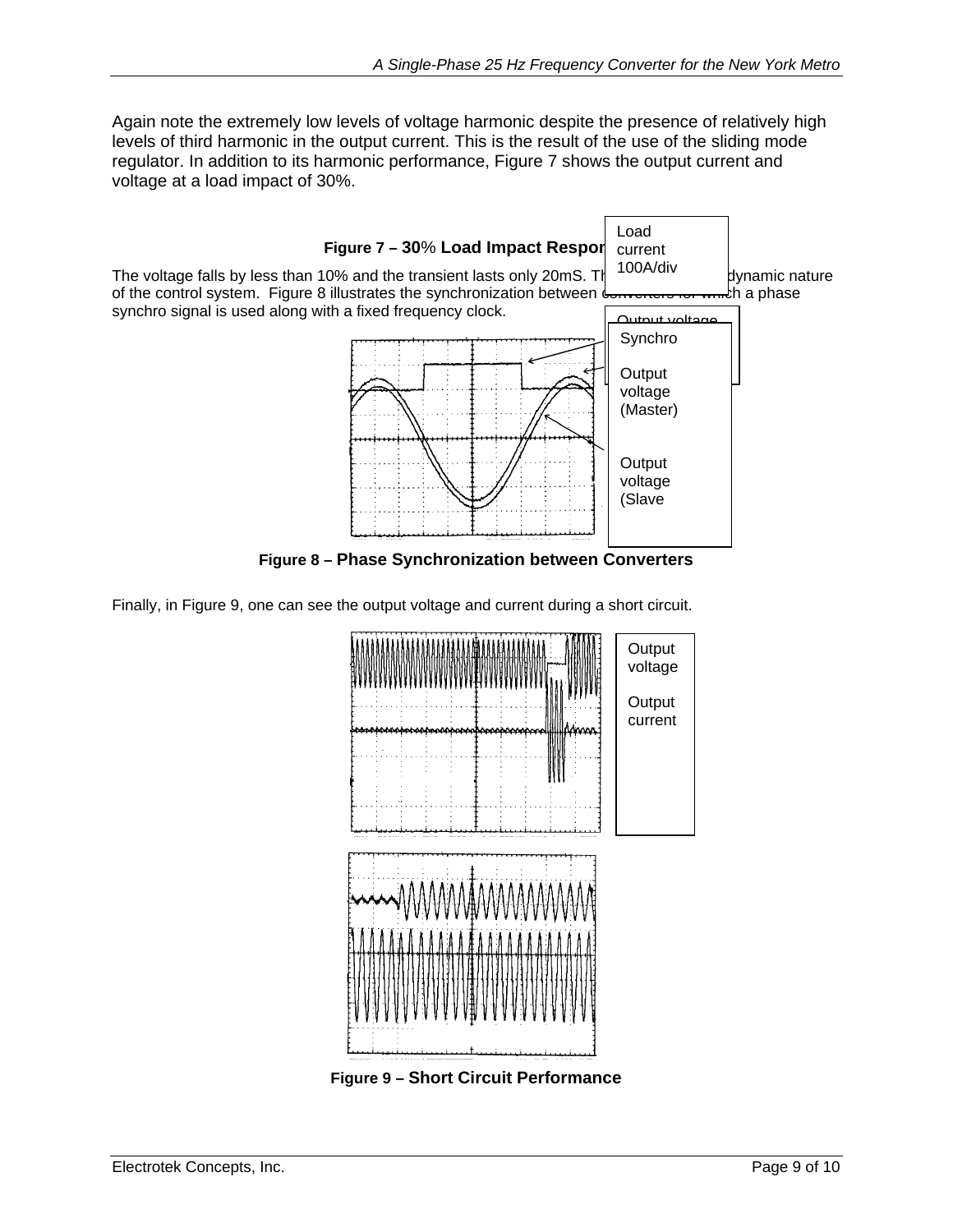Again note the extremely low levels of voltage harmonic despite the presence of relatively high levels of third harmonic in the output current. This is the result of the use of the sliding mode regulator. In addition to its harmonic performance, Figure 7 shows the output current and voltage at a load impact of 30%.

**Figure 7 – 30% Load Impact Response**

Load current 100A/div

Output voltage

The voltage falls by less than 10% and the transient lasts only 20mS. This shows the dynamic nature of the control system. Figure 8 illustrates the synchronization between converters for which a phase synchro signal is used along with a fixed frequency clock.

Synchro

Output voltage (Master)

Output voltage (Slave

**Figure 8 – Phase Synchronization between Converters**

Finally, in Figure 9, one can see the output voltage and current during a short circuit.

Output voltage

Output current

**Figure 9 – Short Circuit Performance**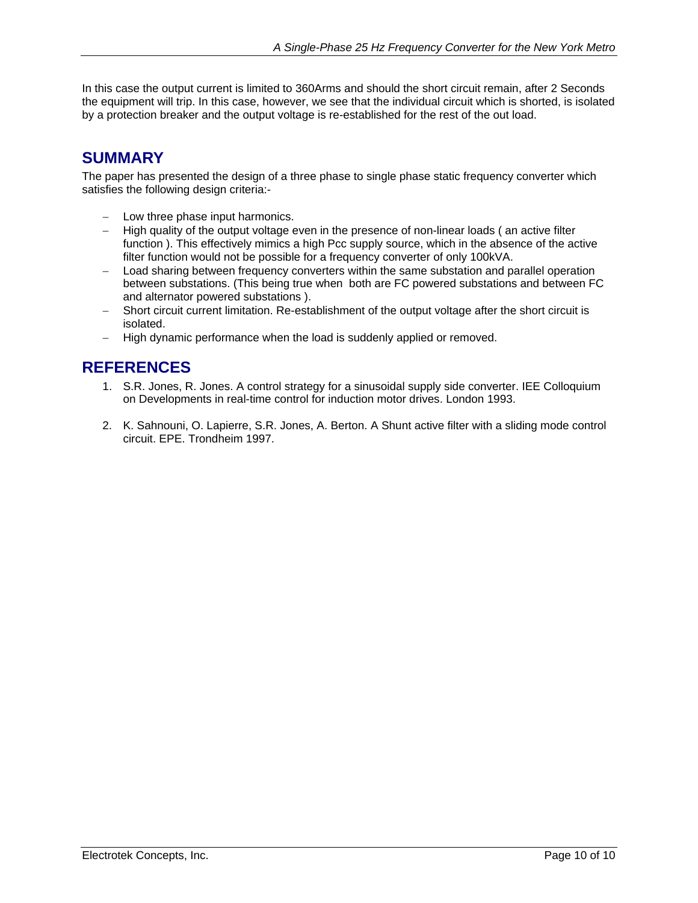In this case the output current is limited to 360Arms and should the short circuit remain, after 2 Seconds the equipment will trip. In this case, however, we see that the individual circuit which is shorted, is isolated by a protection breaker and the output voltage is re-established for the rest of the out load.

## SUMMARY

The paper has presented the design of a three phase to single phase static frequency converter which satisfies the following design criteria:-

- Low three phase input harmonics.
- High quality of the output voltage even in the presence of non-linear loads ( an active filter function ). This effectively mimics a high Pcc supply source, which in the absence of the active filter function would not be possible for a frequency converter of only 100kVA.
- Load sharing between frequency converters within the same substation and parallel operation between substations. (This being true when both are FC powered substations and between FC and alternator powered substations ).
- Short circuit current limitation. Re-establishment of the output voltage after the short circuit is isolated.
- High dynamic performance when the load is suddenly applied or removed.

## REFERENCES

1. S.R. Jones, R. Jones. A control strategy for a sinusoidal supply side converter. IEE Colloquium on Developments in real-time control for induction motor drives. London 1993.

2. K. Sahnouni, O. Lapierre, S.R. Jones, A. Berton. A Shunt active filter with a sliding mode control circuit. EPE. Trondheim 1997.